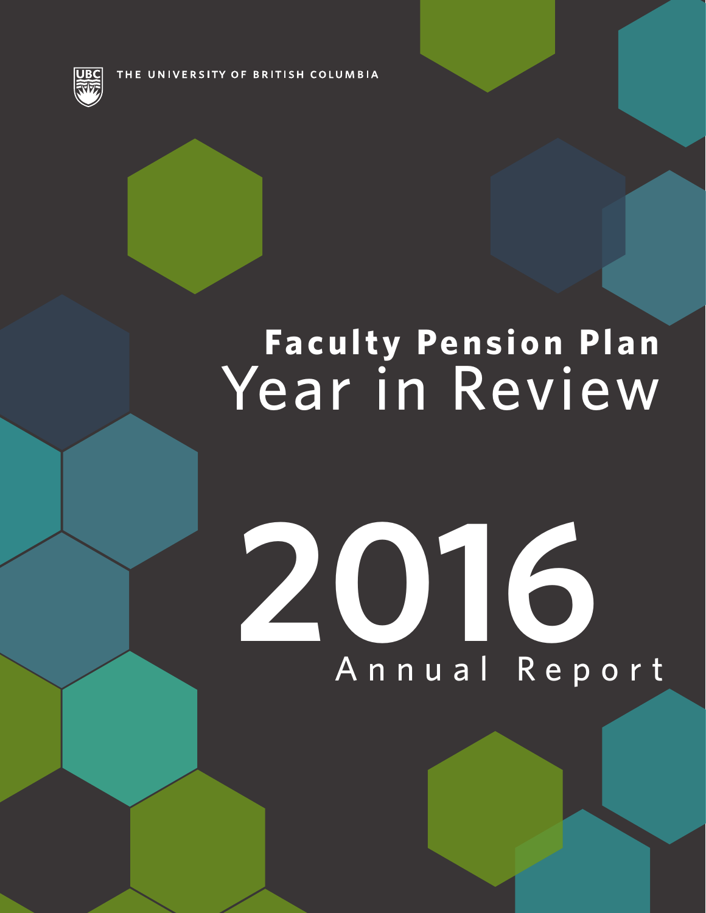THE UNIVERSITY OF BRITISH COLUMBIA

# Faculty Pension Plan Year in Review

# 2016

## Annual Report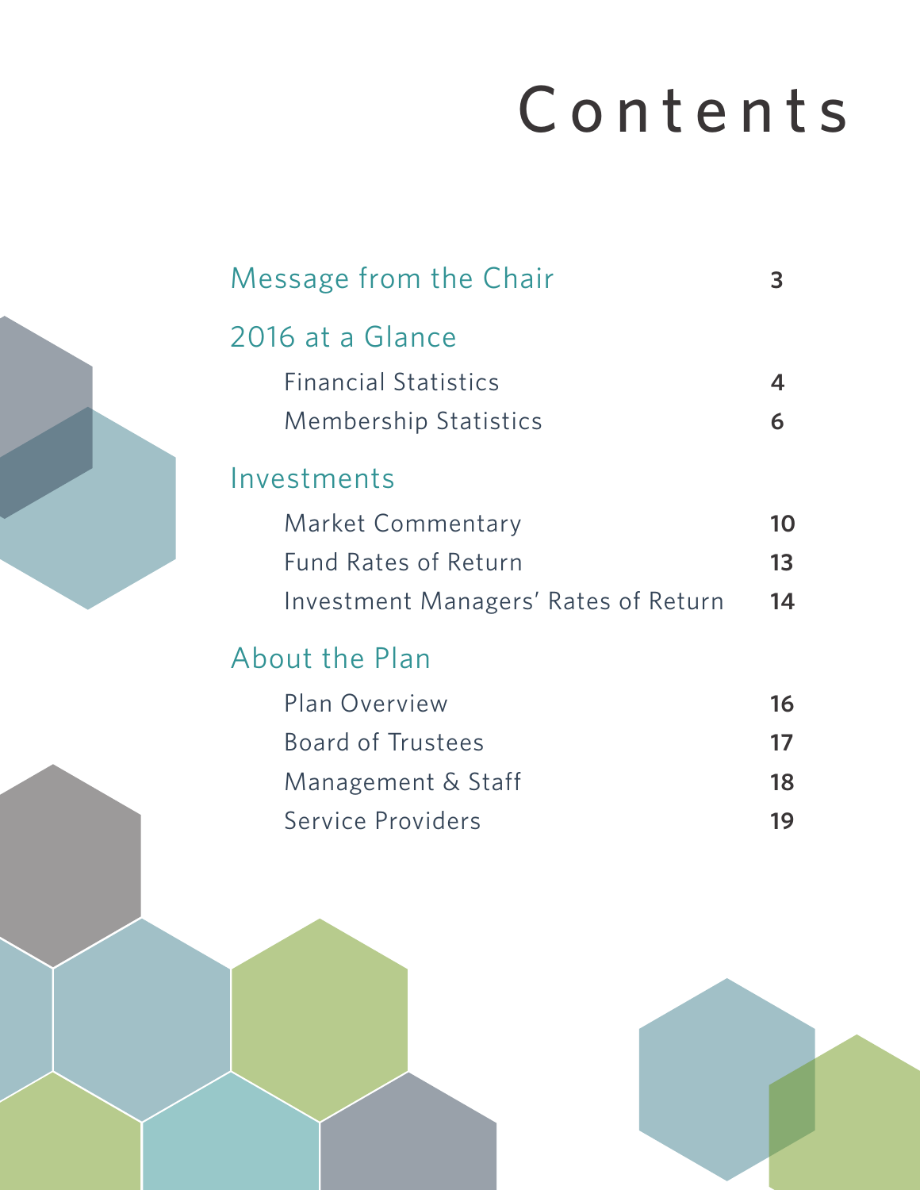# Contents

| | |
|---|---|
| **Message from the Chair** | 3 |
| **2016 at a Glance** | |
| Financial Statistics | 4 |
| Membership Statistics | 6 |
| **Investments** | |
| Market Commentary | 10 |
| Fund Rates of Return | 13 |
| Investment Managers' Rates of Return | 14 |
| **About the Plan** | |
| Plan Overview | 16 |
| Board of Trustees | 17 |
| Management & Staff | 18 |
| Service Providers | 19 |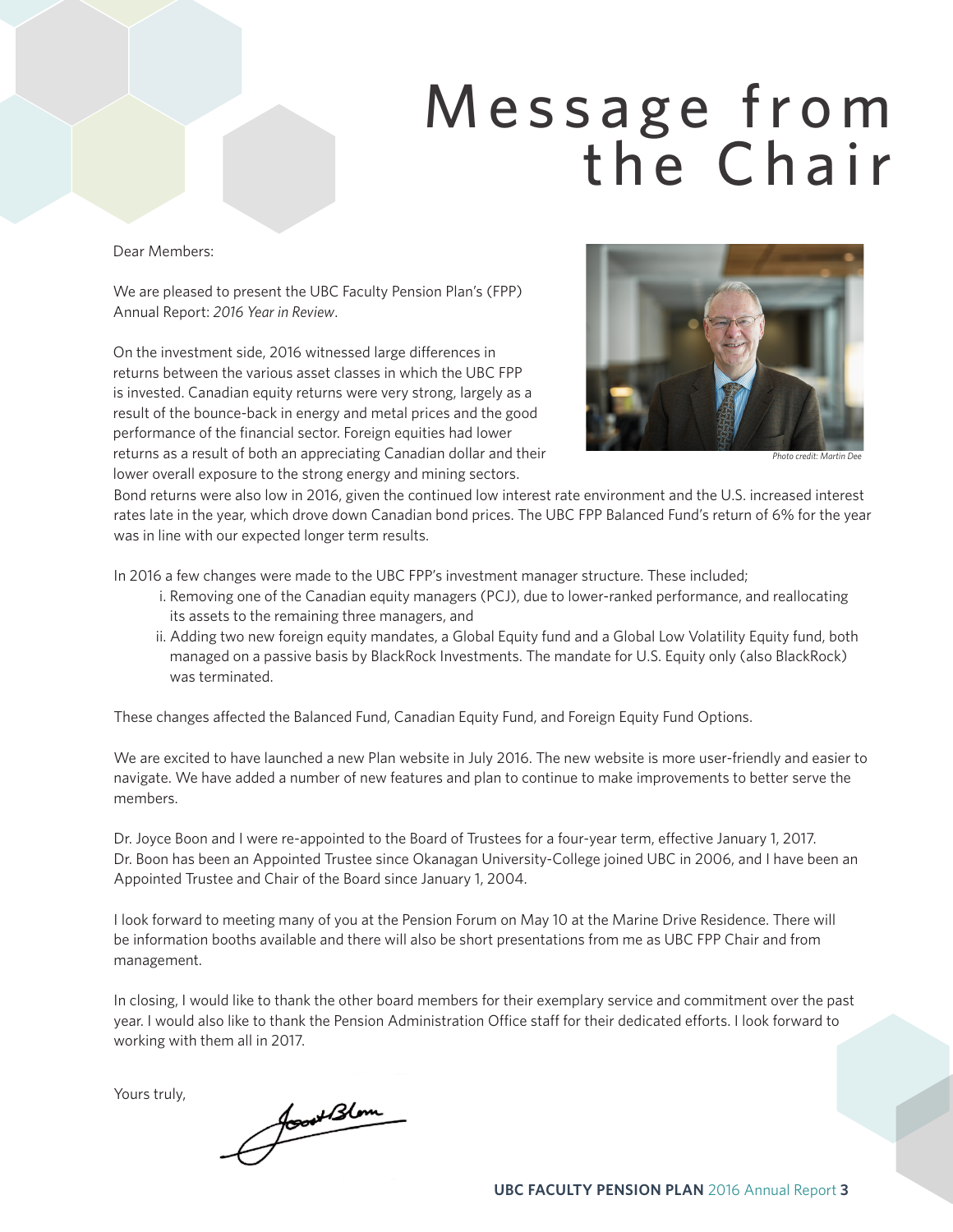# Message from the Chair

Dear Members:

We are pleased to present the UBC Faculty Pension Plan's (FPP) Annual Report: *2016 Year in Review*.

On the investment side, 2016 witnessed large differences in returns between the various asset classes in which the UBC FPP is invested. Canadian equity returns were very strong, largely as a result of the bounce-back in energy and metal prices and the good performance of the financial sector. Foreign equities had lower returns as a result of both an appreciating Canadian dollar and their lower overall exposure to the strong energy and mining sectors. Bond returns were also low in 2016, given the continued low interest rate environment and the U.S. increased interest rates late in the year, which drove down Canadian bond prices. The UBC FPP Balanced Fund's return of 6% for the year was in line with our expected longer term results.

*Photo credit: Martin Dee*

In 2016 a few changes were made to the UBC FPP's investment manager structure. These included;

i. Removing one of the Canadian equity managers (PCJ), due to lower-ranked performance, and reallocating its assets to the remaining three managers, and

ii. Adding two new foreign equity mandates, a Global Equity fund and a Global Low Volatility Equity fund, both managed on a passive basis by BlackRock Investments. The mandate for U.S. Equity only (also BlackRock) was terminated.

These changes affected the Balanced Fund, Canadian Equity Fund, and Foreign Equity Fund Options.

We are excited to have launched a new Plan website in July 2016. The new website is more user-friendly and easier to navigate. We have added a number of new features and plan to continue to make improvements to better serve the members.

Dr. Joyce Boon and I were re-appointed to the Board of Trustees for a four-year term, effective January 1, 2017. Dr. Boon has been an Appointed Trustee since Okanagan University-College joined UBC in 2006, and I have been an Appointed Trustee and Chair of the Board since January 1, 2004.

I look forward to meeting many of you at the Pension Forum on May 10 at the Marine Drive Residence. There will be information booths available and there will also be short presentations from me as UBC FPP Chair and from management.

In closing, I would like to thank the other board members for their exemplary service and commitment over the past year. I would also like to thank the Pension Administration Office staff for their dedicated efforts. I look forward to working with them all in 2017.

Yours truly,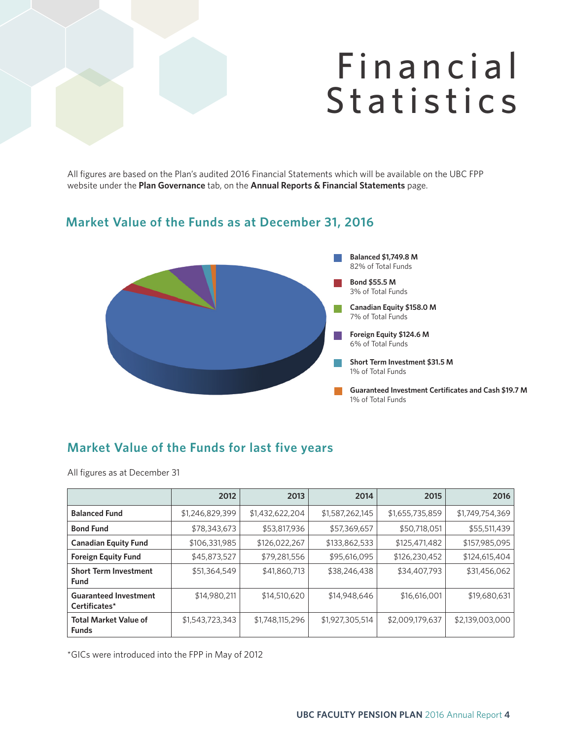# Financial Statistics

All figures are based on the Plan's audited 2016 Financial Statements which will be available on the UBC FPP website under the **Plan Governance** tab, on the **Annual Reports & Financial Statements** page.

## Market Value of the Funds as at December 31, 2016

**Balanced $1,749.8 M**
82% of Total Funds

**Bond $55.5 M**
3% of Total Funds

**Canadian Equity $158.0 M**
7% of Total Funds

**Foreign Equity $124.6 M**
6% of Total Funds

**Short Term Investment $31.5 M**
1% of Total Funds

**Guaranteed Investment Certificates and Cash $19.7 M**
1% of Total Funds

## Market Value of the Funds for last five years

All figures as at December 31

| | 2012 | 2013 | 2014 | 2015 | 2016 |
|---|---|---|---|---|---|
| **Balanced Fund** | $1,246,829,399 | $1,432,622,204 | $1,587,262,145 | $1,655,735,859 | $1,749,754,369 |
| **Bond Fund** | $78,343,673 | $53,817,936 | $57,369,657 | $50,718,051 | $55,511,439 |
| **Canadian Equity Fund** | $106,331,985 | $126,022,267 | $133,862,533 | $125,471,482 | $157,985,095 |
| **Foreign Equity Fund** | $45,873,527 | $79,281,556 | $95,616,095 | $126,230,452 | $124,615,404 |
| **Short Term Investment Fund** | $51,364,549 | $41,860,713 | $38,246,438 | $34,407,793 | $31,456,062 |
| **Guaranteed Investment Certificates*** | $14,980,211 | $14,510,620 | $14,948,646 | $16,616,001 | $19,680,631 |
| **Total Market Value of Funds** | $1,543,723,343 | $1,748,115,296 | $1,927,305,514 | $2,009,179,637 | $2,139,003,000 |

*GICs were introduced into the FPP in May of 2012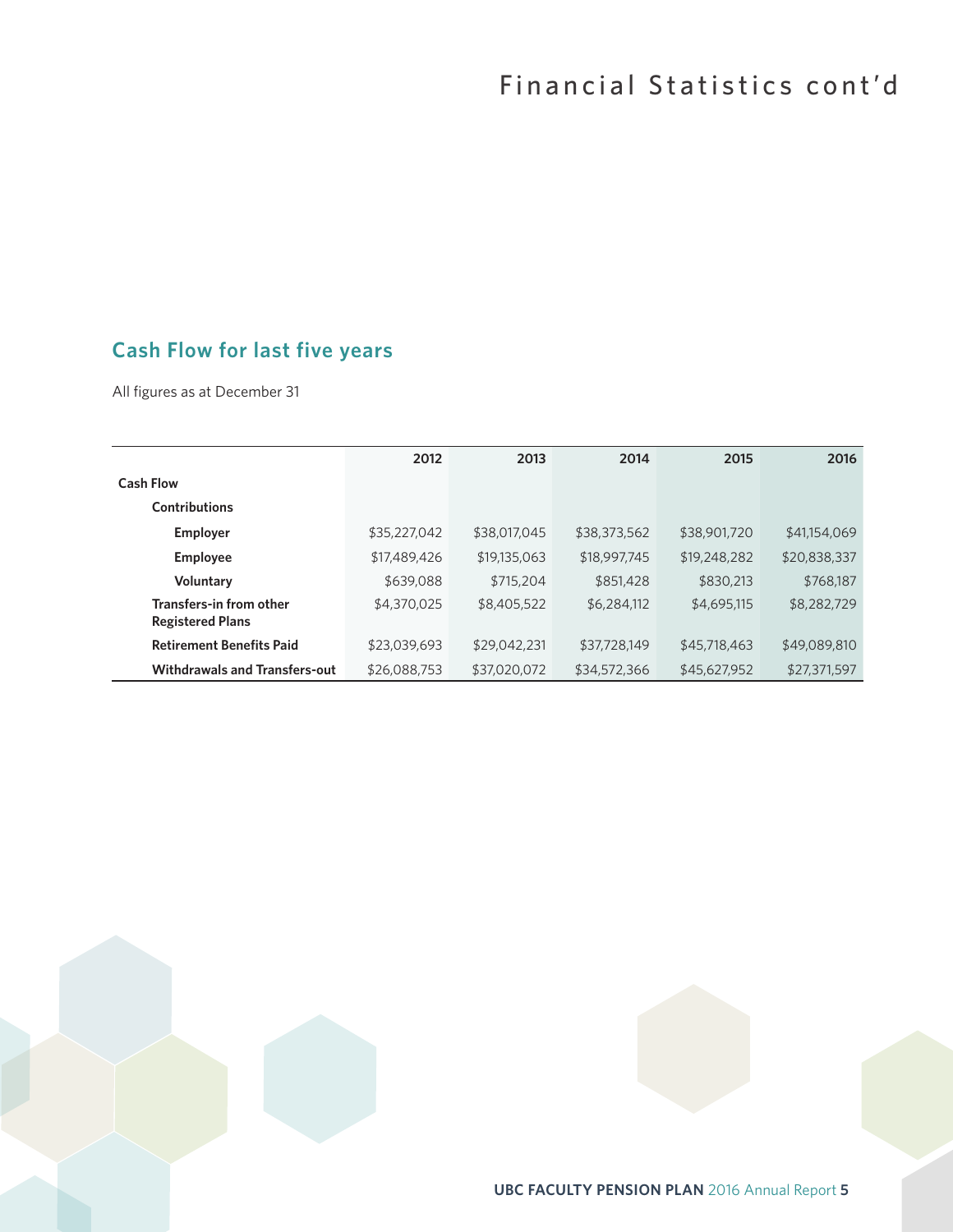# Financial Statistics cont'd

## Cash Flow for last five years

All figures as at December 31

| | 2012 | 2013 | 2014 | 2015 | 2016 |
|---|---|---|---|---|---|
| **Cash Flow** | | | | | |
| **Contributions** | | | | | |
| **Employer** | $35,227,042 | $38,017,045 | $38,373,562 | $38,901,720 | $41,154,069 |
| **Employee** | $17,489,426 | $19,135,063 | $18,997,745 | $19,248,282 | $20,838,337 |
| **Voluntary** | $639,088 | $715,204 | $851,428 | $830,213 | $768,187 |
| **Transfers-in from other Registered Plans** | $4,370,025 | $8,405,522 | $6,284,112 | $4,695,115 | $8,282,729 |
| **Retirement Benefits Paid** | $23,039,693 | $29,042,231 | $37,728,149 | $45,718,463 | $49,089,810 |
| **Withdrawals and Transfers-out** | $26,088,753 | $37,020,072 | $34,572,366 | $45,627,952 | $27,371,597 |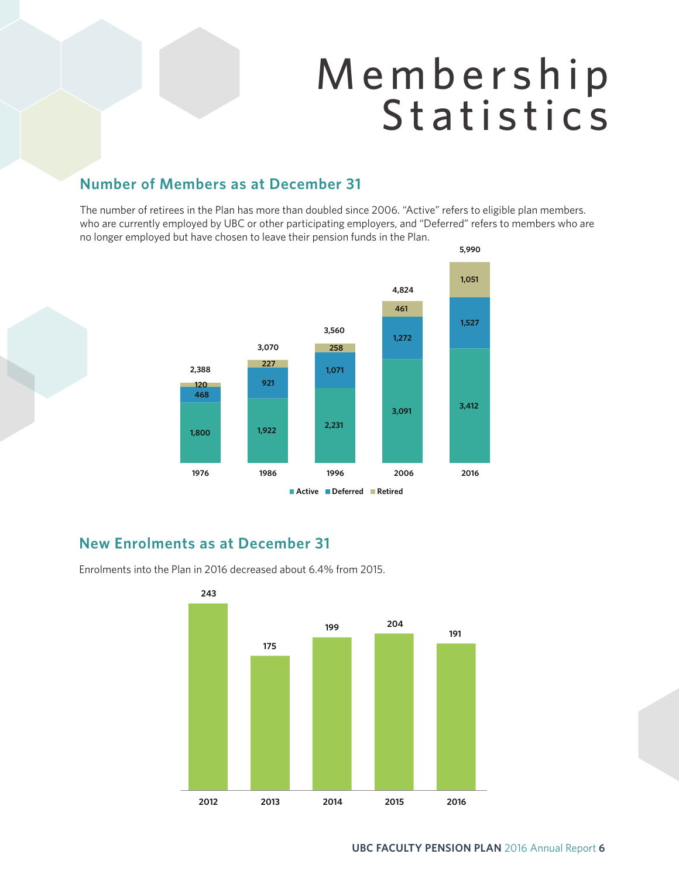# Membership Statistics

## Number of Members as at December 31

The number of retirees in the Plan has more than doubled since 2006. "Active" refers to eligible plan members. who are currently employed by UBC or other participating employers, and "Deferred" refers to members who are no longer employed but have chosen to leave their pension funds in the Plan.

| Year | Active | Deferred | Retired | Total |
|---|---|---|---|---|
| 1976 | 1,800 | 468 | 120 | 2,388 |
| 1986 | 1,922 | 921 | 227 | 3,070 |
| 1996 | 2,231 | 1,071 | 258 | 3,560 |
| 2006 | 3,091 | 1,272 | 461 | 4,824 |
| 2016 | 3,412 | 1,527 | 1,051 | 5,990 |

## New Enrolments as at December 31

Enrolments into the Plan in 2016 decreased about 6.4% from 2015.

| Year | New Enrolments |
|---|---|
| 2012 | 243 |
| 2013 | 175 |
| 2014 | 199 |
| 2015 | 204 |
| 2016 | 191 |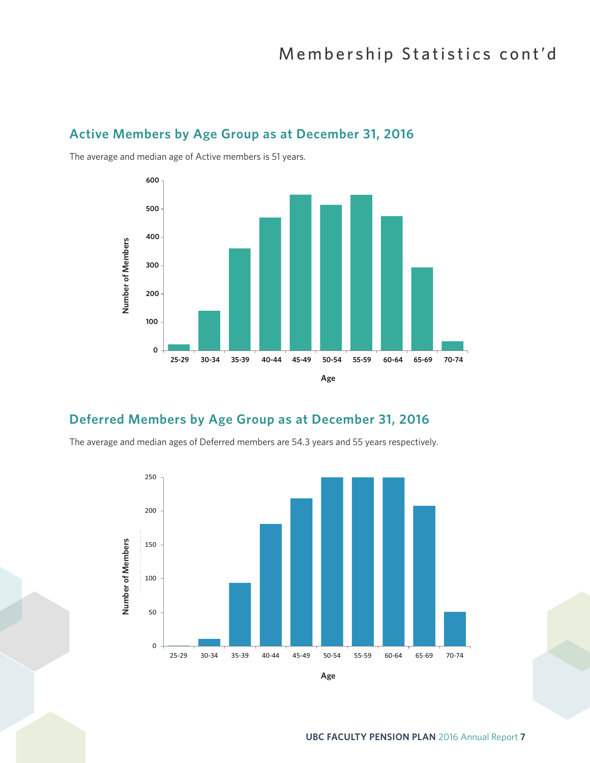# Membership Statistics cont'd

## Active Members by Age Group as at December 31, 2016

The average and median age of Active members is 51 years.

## Deferred Members by Age Group as at December 31, 2016

The average and median ages of Deferred members are 54.3 years and 55 years respectively.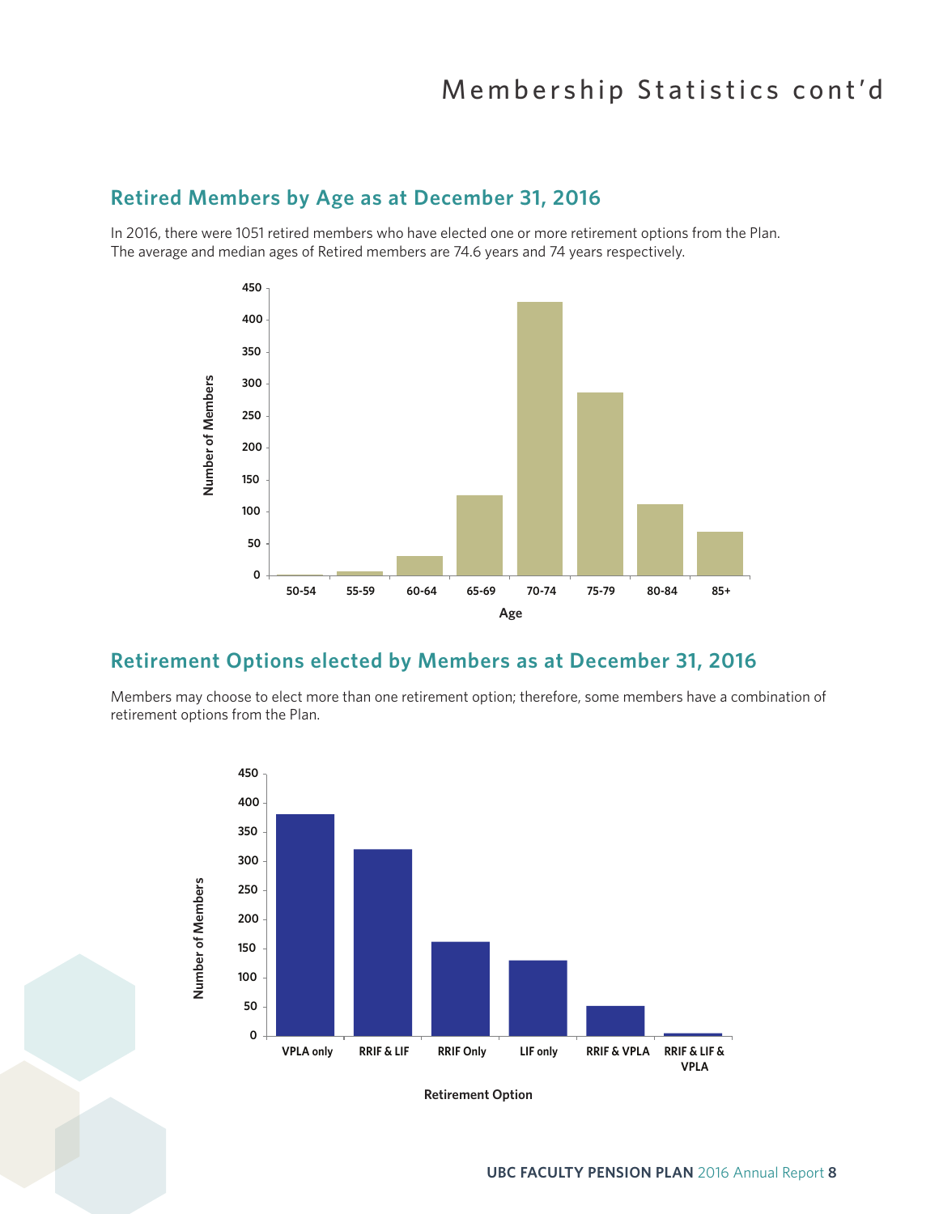# Membership Statistics cont'd

## Retired Members by Age as at December 31, 2016

In 2016, there were 1051 retired members who have elected one or more retirement options from the Plan. The average and median ages of Retired members are 74.6 years and 74 years respectively.

## Retirement Options elected by Members as at December 31, 2016

Members may choose to elect more than one retirement option; therefore, some members have a combination of retirement options from the Plan.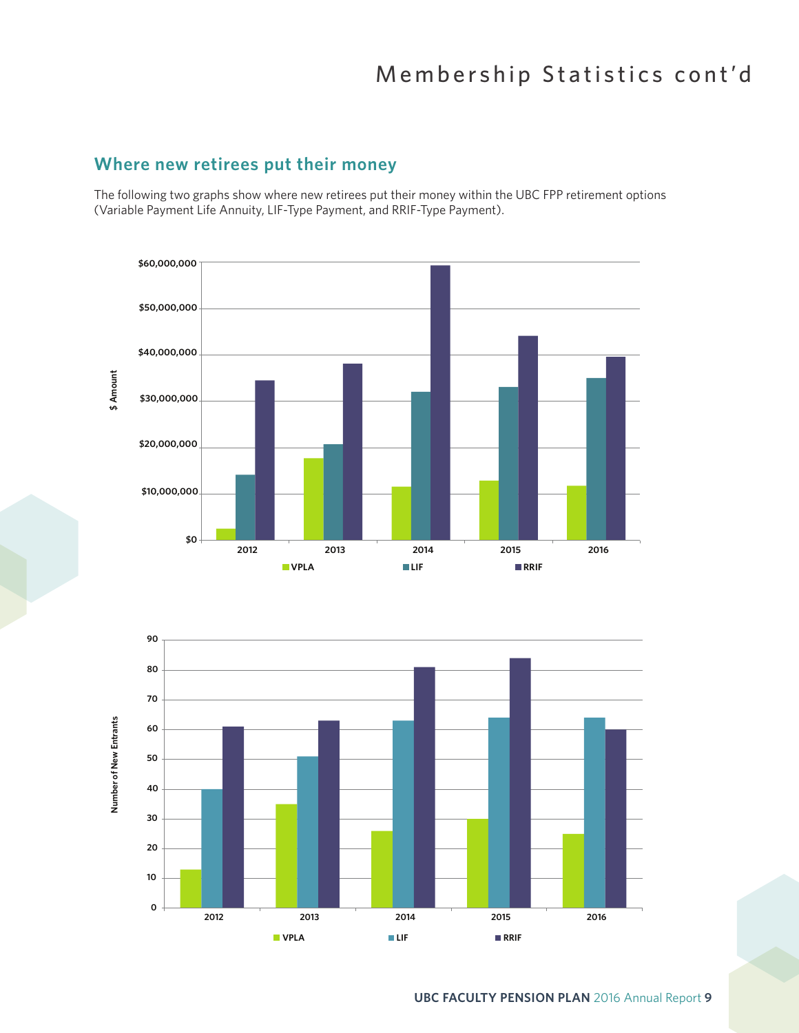# Membership Statistics cont'd

## Where new retirees put their money

The following two graphs show where new retirees put their money within the UBC FPP retirement options (Variable Payment Life Annuity, LIF-Type Payment, and RRIF-Type Payment).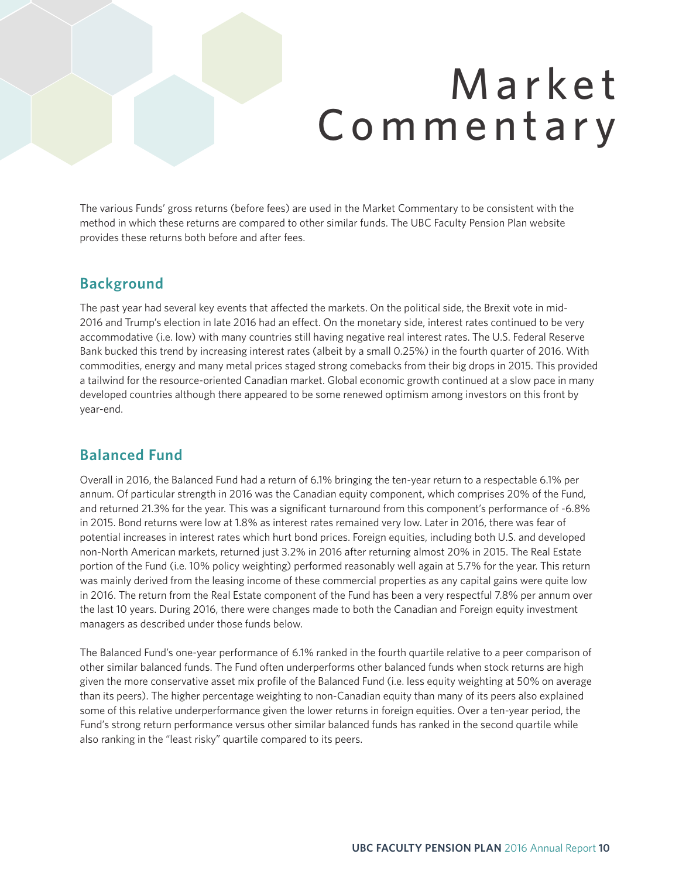# Market Commentary

The various Funds' gross returns (before fees) are used in the Market Commentary to be consistent with the method in which these returns are compared to other similar funds. The UBC Faculty Pension Plan website provides these returns both before and after fees.

## Background

The past year had several key events that affected the markets. On the political side, the Brexit vote in mid-2016 and Trump's election in late 2016 had an effect. On the monetary side, interest rates continued to be very accommodative (i.e. low) with many countries still having negative real interest rates. The U.S. Federal Reserve Bank bucked this trend by increasing interest rates (albeit by a small 0.25%) in the fourth quarter of 2016. With commodities, energy and many metal prices staged strong comebacks from their big drops in 2015. This provided a tailwind for the resource-oriented Canadian market. Global economic growth continued at a slow pace in many developed countries although there appeared to be some renewed optimism among investors on this front by year-end.

## Balanced Fund

Overall in 2016, the Balanced Fund had a return of 6.1% bringing the ten-year return to a respectable 6.1% per annum. Of particular strength in 2016 was the Canadian equity component, which comprises 20% of the Fund, and returned 21.3% for the year. This was a significant turnaround from this component's performance of -6.8% in 2015. Bond returns were low at 1.8% as interest rates remained very low. Later in 2016, there was fear of potential increases in interest rates which hurt bond prices. Foreign equities, including both U.S. and developed non-North American markets, returned just 3.2% in 2016 after returning almost 20% in 2015. The Real Estate portion of the Fund (i.e. 10% policy weighting) performed reasonably well again at 5.7% for the year. This return was mainly derived from the leasing income of these commercial properties as any capital gains were quite low in 2016. The return from the Real Estate component of the Fund has been a very respectful 7.8% per annum over the last 10 years. During 2016, there were changes made to both the Canadian and Foreign equity investment managers as described under those funds below.

The Balanced Fund's one-year performance of 6.1% ranked in the fourth quartile relative to a peer comparison of other similar balanced funds. The Fund often underperforms other balanced funds when stock returns are high given the more conservative asset mix profile of the Balanced Fund (i.e. less equity weighting at 50% on average than its peers). The higher percentage weighting to non-Canadian equity than many of its peers also explained some of this relative underperformance given the lower returns in foreign equities. Over a ten-year period, the Fund's strong return performance versus other similar balanced funds has ranked in the second quartile while also ranking in the "least risky" quartile compared to its peers.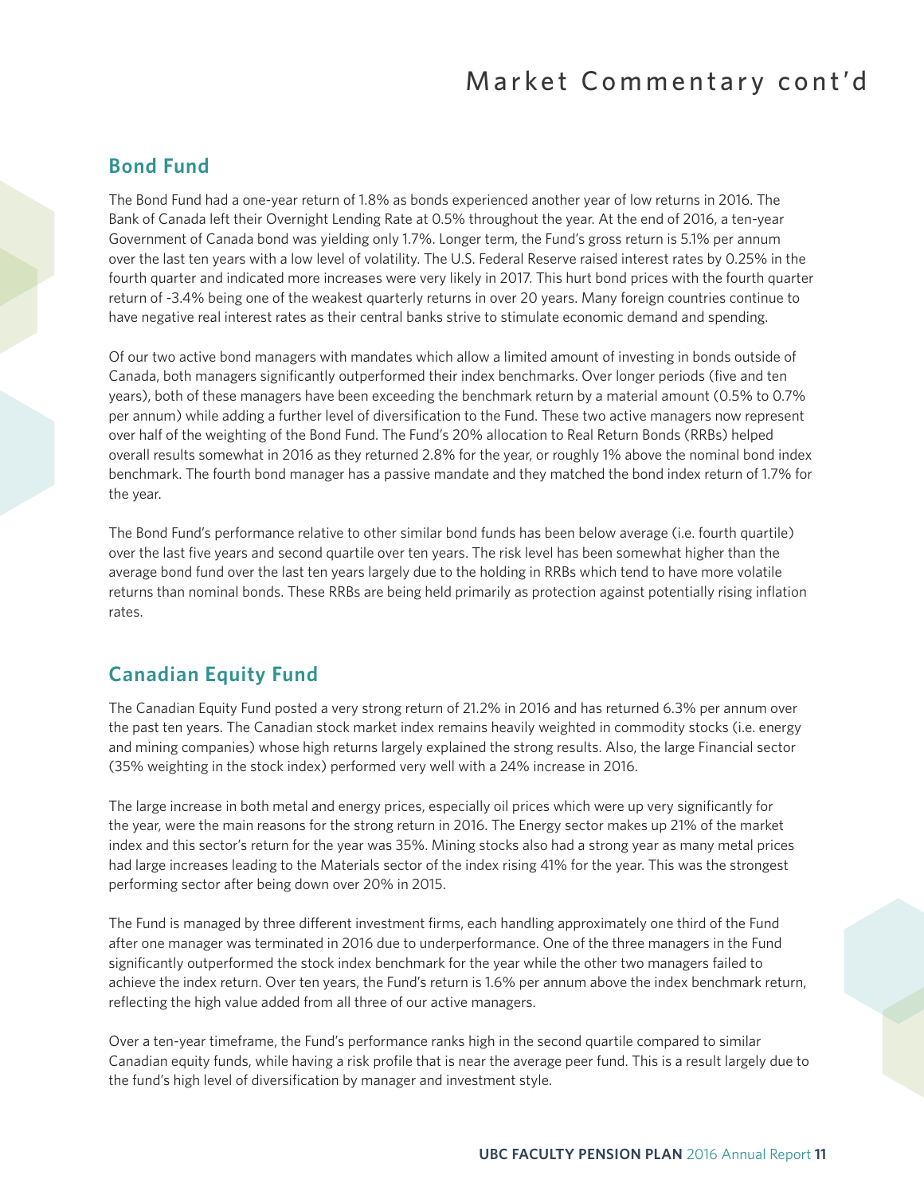# Market Commentary cont'd

## Bond Fund

The Bond Fund had a one-year return of 1.8% as bonds experienced another year of low returns in 2016. The Bank of Canada left their Overnight Lending Rate at 0.5% throughout the year. At the end of 2016, a ten-year Government of Canada bond was yielding only 1.7%. Longer term, the Fund's gross return is 5.1% per annum over the last ten years with a low level of volatility. The U.S. Federal Reserve raised interest rates by 0.25% in the fourth quarter and indicated more increases were very likely in 2017. This hurt bond prices with the fourth quarter return of -3.4% being one of the weakest quarterly returns in over 20 years. Many foreign countries continue to have negative real interest rates as their central banks strive to stimulate economic demand and spending.

Of our two active bond managers with mandates which allow a limited amount of investing in bonds outside of Canada, both managers significantly outperformed their index benchmarks. Over longer periods (five and ten years), both of these managers have been exceeding the benchmark return by a material amount (0.5% to 0.7% per annum) while adding a further level of diversification to the Fund. These two active managers now represent over half of the weighting of the Bond Fund. The Fund's 20% allocation to Real Return Bonds (RRBs) helped overall results somewhat in 2016 as they returned 2.8% for the year, or roughly 1% above the nominal bond index benchmark. The fourth bond manager has a passive mandate and they matched the bond index return of 1.7% for the year.

The Bond Fund's performance relative to other similar bond funds has been below average (i.e. fourth quartile) over the last five years and second quartile over ten years. The risk level has been somewhat higher than the average bond fund over the last ten years largely due to the holding in RRBs which tend to have more volatile returns than nominal bonds. These RRBs are being held primarily as protection against potentially rising inflation rates.

## Canadian Equity Fund

The Canadian Equity Fund posted a very strong return of 21.2% in 2016 and has returned 6.3% per annum over the past ten years. The Canadian stock market index remains heavily weighted in commodity stocks (i.e. energy and mining companies) whose high returns largely explained the strong results. Also, the large Financial sector (35% weighting in the stock index) performed very well with a 24% increase in 2016.

The large increase in both metal and energy prices, especially oil prices which were up very significantly for the year, were the main reasons for the strong return in 2016. The Energy sector makes up 21% of the market index and this sector's return for the year was 35%. Mining stocks also had a strong year as many metal prices had large increases leading to the Materials sector of the index rising 41% for the year. This was the strongest performing sector after being down over 20% in 2015.

The Fund is managed by three different investment firms, each handling approximately one third of the Fund after one manager was terminated in 2016 due to underperformance. One of the three managers in the Fund significantly outperformed the stock index benchmark for the year while the other two managers failed to achieve the index return. Over ten years, the Fund's return is 1.6% per annum above the index benchmark return, reflecting the high value added from all three of our active managers.

Over a ten-year timeframe, the Fund's performance ranks high in the second quartile compared to similar Canadian equity funds, while having a risk profile that is near the average peer fund. This is a result largely due to the fund's high level of diversification by manager and investment style.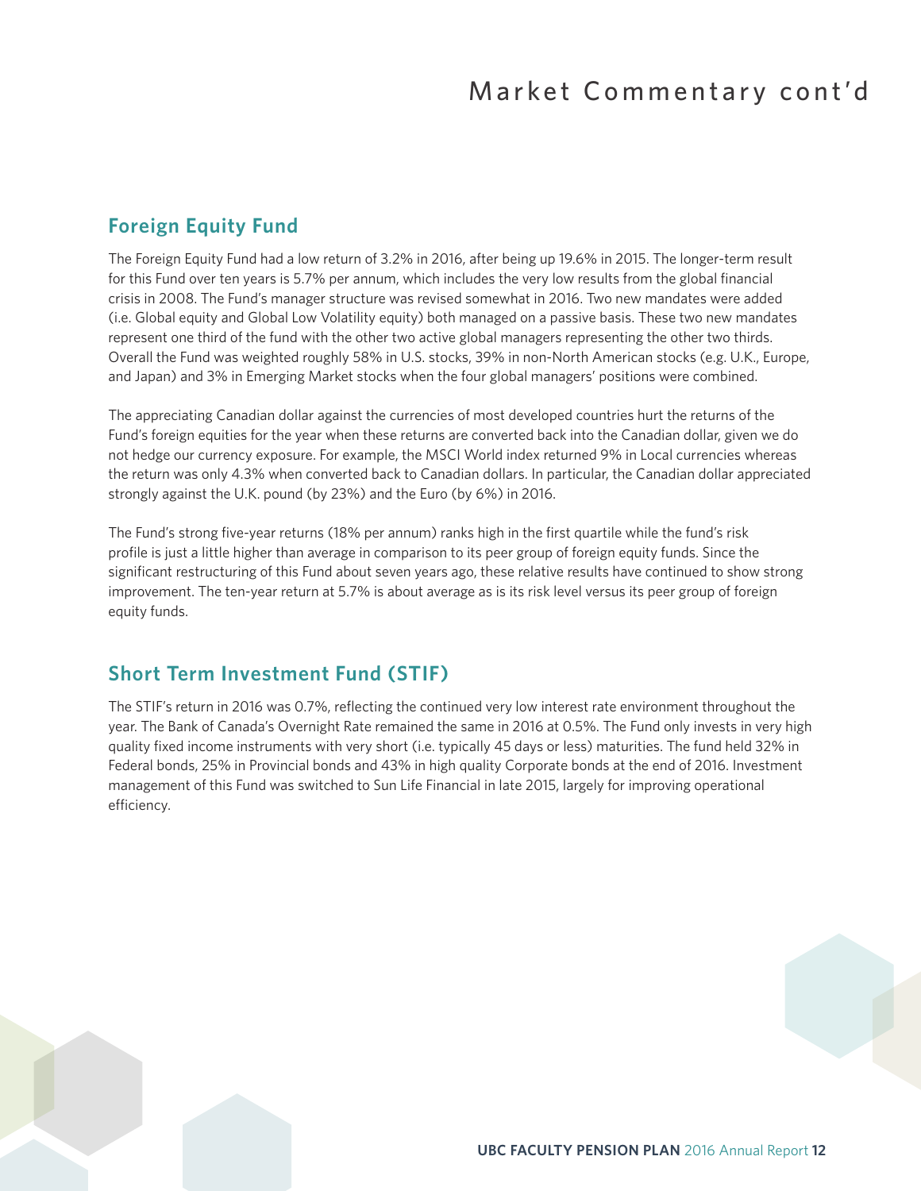# Market Commentary cont'd

## Foreign Equity Fund

The Foreign Equity Fund had a low return of 3.2% in 2016, after being up 19.6% in 2015. The longer-term result for this Fund over ten years is 5.7% per annum, which includes the very low results from the global financial crisis in 2008. The Fund's manager structure was revised somewhat in 2016. Two new mandates were added (i.e. Global equity and Global Low Volatility equity) both managed on a passive basis. These two new mandates represent one third of the fund with the other two active global managers representing the other two thirds. Overall the Fund was weighted roughly 58% in U.S. stocks, 39% in non-North American stocks (e.g. U.K., Europe, and Japan) and 3% in Emerging Market stocks when the four global managers' positions were combined.

The appreciating Canadian dollar against the currencies of most developed countries hurt the returns of the Fund's foreign equities for the year when these returns are converted back into the Canadian dollar, given we do not hedge our currency exposure. For example, the MSCI World index returned 9% in Local currencies whereas the return was only 4.3% when converted back to Canadian dollars. In particular, the Canadian dollar appreciated strongly against the U.K. pound (by 23%) and the Euro (by 6%) in 2016.

The Fund's strong five-year returns (18% per annum) ranks high in the first quartile while the fund's risk profile is just a little higher than average in comparison to its peer group of foreign equity funds. Since the significant restructuring of this Fund about seven years ago, these relative results have continued to show strong improvement. The ten-year return at 5.7% is about average as is its risk level versus its peer group of foreign equity funds.

## Short Term Investment Fund (STIF)

The STIF's return in 2016 was 0.7%, reflecting the continued very low interest rate environment throughout the year. The Bank of Canada's Overnight Rate remained the same in 2016 at 0.5%. The Fund only invests in very high quality fixed income instruments with very short (i.e. typically 45 days or less) maturities. The fund held 32% in Federal bonds, 25% in Provincial bonds and 43% in high quality Corporate bonds at the end of 2016. Investment management of this Fund was switched to Sun Life Financial in late 2015, largely for improving operational efficiency.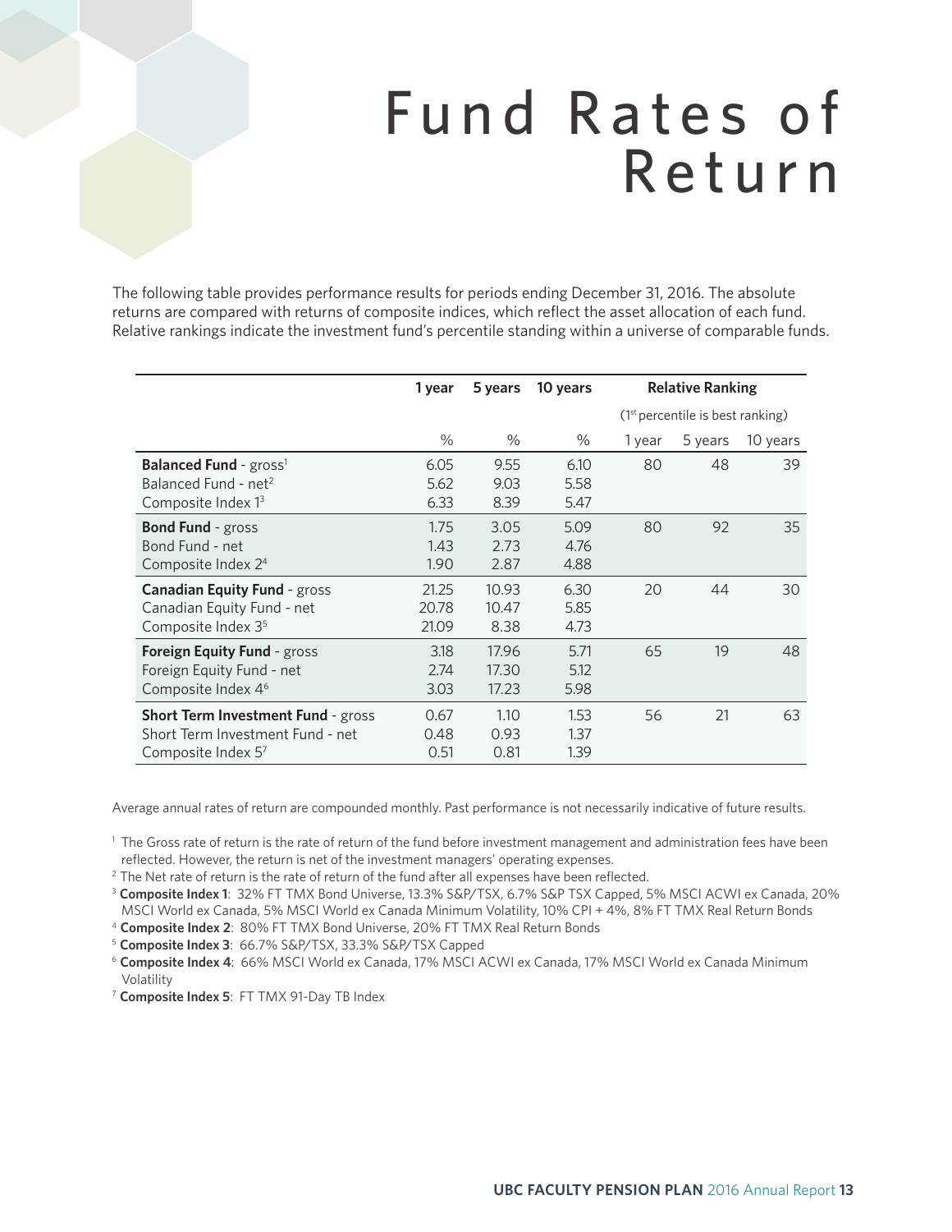# Fund Rates of Return

The following table provides performance results for periods ending December 31, 2016. The absolute returns are compared with returns of composite indices, which reflect the asset allocation of each fund. Relative rankings indicate the investment fund's percentile standing within a universe of comparable funds.

| | 1 year | 5 years | 10 years | Relative Ranking (1st percentile is best ranking) | | |
|---|---|---|---|---|---|---|
| | % | % | % | 1 year | 5 years | 10 years |
| **Balanced Fund** - gross[1] | 6.05 | 9.55 | 6.10 | 80 | 48 | 39 |
| Balanced Fund - net[2] | 5.62 | 9.03 | 5.58 | | | |
| Composite Index 1[3] | 6.33 | 8.39 | 5.47 | | | |
| **Bond Fund** - gross | 1.75 | 3.05 | 5.09 | 80 | 92 | 35 |
| Bond Fund - net | 1.43 | 2.73 | 4.76 | | | |
| Composite Index 2[4] | 1.90 | 2.87 | 4.88 | | | |
| **Canadian Equity Fund** - gross | 21.25 | 10.93 | 6.30 | 20 | 44 | 30 |
| Canadian Equity Fund - net | 20.78 | 10.47 | 5.85 | | | |
| Composite Index 3[5] | 21.09 | 8.38 | 4.73 | | | |
| **Foreign Equity Fund** - gross | 3.18 | 17.96 | 5.71 | 65 | 19 | 48 |
| Foreign Equity Fund - net | 2.74 | 17.30 | 5.12 | | | |
| Composite Index 4[6] | 3.03 | 17.23 | 5.98 | | | |
| **Short Term Investment Fund** - gross | 0.67 | 1.10 | 1.53 | 56 | 21 | 63 |
| Short Term Investment Fund - net | 0.48 | 0.93 | 1.37 | | | |
| Composite Index 5[7] | 0.51 | 0.81 | 1.39 | | | |

Average annual rates of return are compounded monthly. Past performance is not necessarily indicative of future results.

[1] The Gross rate of return is the rate of return of the fund before investment management and administration fees have been reflected. However, the return is net of the investment managers' operating expenses.

[2] The Net rate of return is the rate of return of the fund after all expenses have been reflected.

[3] **Composite Index 1**: 32% FT TMX Bond Universe, 13.3% S&P/TSX, 6.7% S&P TSX Capped, 5% MSCI ACWI ex Canada, 20% MSCI World ex Canada, 5% MSCI World ex Canada Minimum Volatility, 10% CPI + 4%, 8% FT TMX Real Return Bonds

[4] **Composite Index 2**: 80% FT TMX Bond Universe, 20% FT TMX Real Return Bonds

[5] **Composite Index 3**: 66.7% S&P/TSX, 33.3% S&P/TSX Capped

[6] **Composite Index 4**: 66% MSCI World ex Canada, 17% MSCI ACWI ex Canada, 17% MSCI World ex Canada Minimum Volatility

[7] **Composite Index 5**: FT TMX 91-Day TB Index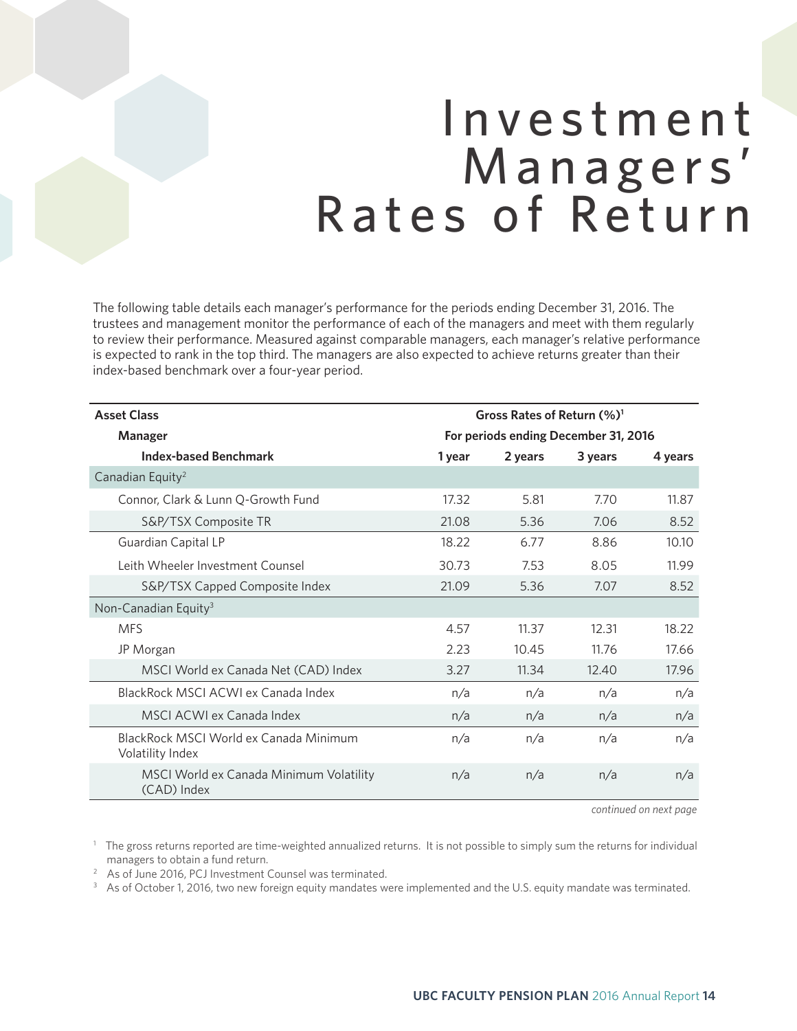# Investment Managers' Rates of Return

The following table details each manager's performance for the periods ending December 31, 2016. The trustees and management monitor the performance of each of the managers and meet with them regularly to review their performance. Measured against comparable managers, each manager's relative performance is expected to rank in the top third. The managers are also expected to achieve returns greater than their index-based benchmark over a four-year period.

| **Asset Class** / **Manager** / **Index-based Benchmark** | **Gross Rates of Return (%)[1] For periods ending December 31, 2016** | | | |
|---|---|---|---|---|
| | **1 year** | **2 years** | **3 years** | **4 years** |
| Canadian Equity[2] | | | | |
| Connor, Clark & Lunn Q-Growth Fund | 17.32 | 5.81 | 7.70 | 11.87 |
| S&P/TSX Composite TR | 21.08 | 5.36 | 7.06 | 8.52 |
| Guardian Capital LP | 18.22 | 6.77 | 8.86 | 10.10 |
| Leith Wheeler Investment Counsel | 30.73 | 7.53 | 8.05 | 11.99 |
| S&P/TSX Capped Composite Index | 21.09 | 5.36 | 7.07 | 8.52 |
| Non-Canadian Equity[3] | | | | |
| MFS | 4.57 | 11.37 | 12.31 | 18.22 |
| JP Morgan | 2.23 | 10.45 | 11.76 | 17.66 |
| MSCI World ex Canada Net (CAD) Index | 3.27 | 11.34 | 12.40 | 17.96 |
| BlackRock MSCI ACWI ex Canada Index | n/a | n/a | n/a | n/a |
| MSCI ACWI ex Canada Index | n/a | n/a | n/a | n/a |
| BlackRock MSCI World ex Canada Minimum Volatility Index | n/a | n/a | n/a | n/a |
| MSCI World ex Canada Minimum Volatility (CAD) Index | n/a | n/a | n/a | n/a |

*continued on next page*

[1] The gross returns reported are time-weighted annualized returns. It is not possible to simply sum the returns for individual managers to obtain a fund return.

[2] As of June 2016, PCJ Investment Counsel was terminated.

[3] As of October 1, 2016, two new foreign equity mandates were implemented and the U.S. equity mandate was terminated.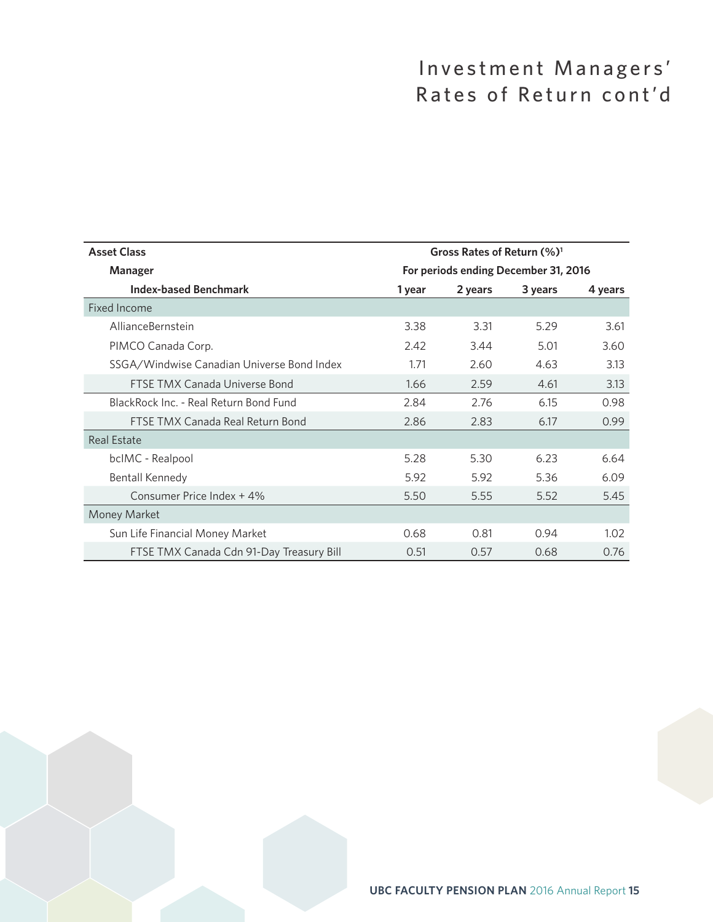# Investment Managers' Rates of Return cont'd

| Asset Class / Manager / Index-based Benchmark | Gross Rates of Return (%)[1] For periods ending December 31, 2016 | | | |
|---|---|---|---|---|
| | 1 year | 2 years | 3 years | 4 years |
| **Fixed Income** | | | | |
| AllianceBernstein | 3.38 | 3.31 | 5.29 | 3.61 |
| PIMCO Canada Corp. | 2.42 | 3.44 | 5.01 | 3.60 |
| SSGA/Windwise Canadian Universe Bond Index | 1.71 | 2.60 | 4.63 | 3.13 |
| FTSE TMX Canada Universe Bond | 1.66 | 2.59 | 4.61 | 3.13 |
| BlackRock Inc. - Real Return Bond Fund | 2.84 | 2.76 | 6.15 | 0.98 |
| FTSE TMX Canada Real Return Bond | 2.86 | 2.83 | 6.17 | 0.99 |
| **Real Estate** | | | | |
| bcIMC - Realpool | 5.28 | 5.30 | 6.23 | 6.64 |
| Bentall Kennedy | 5.92 | 5.92 | 5.36 | 6.09 |
| Consumer Price Index + 4% | 5.50 | 5.55 | 5.52 | 5.45 |
| **Money Market** | | | | |
| Sun Life Financial Money Market | 0.68 | 0.81 | 0.94 | 1.02 |
| FTSE TMX Canada Cdn 91-Day Treasury Bill | 0.51 | 0.57 | 0.68 | 0.76 |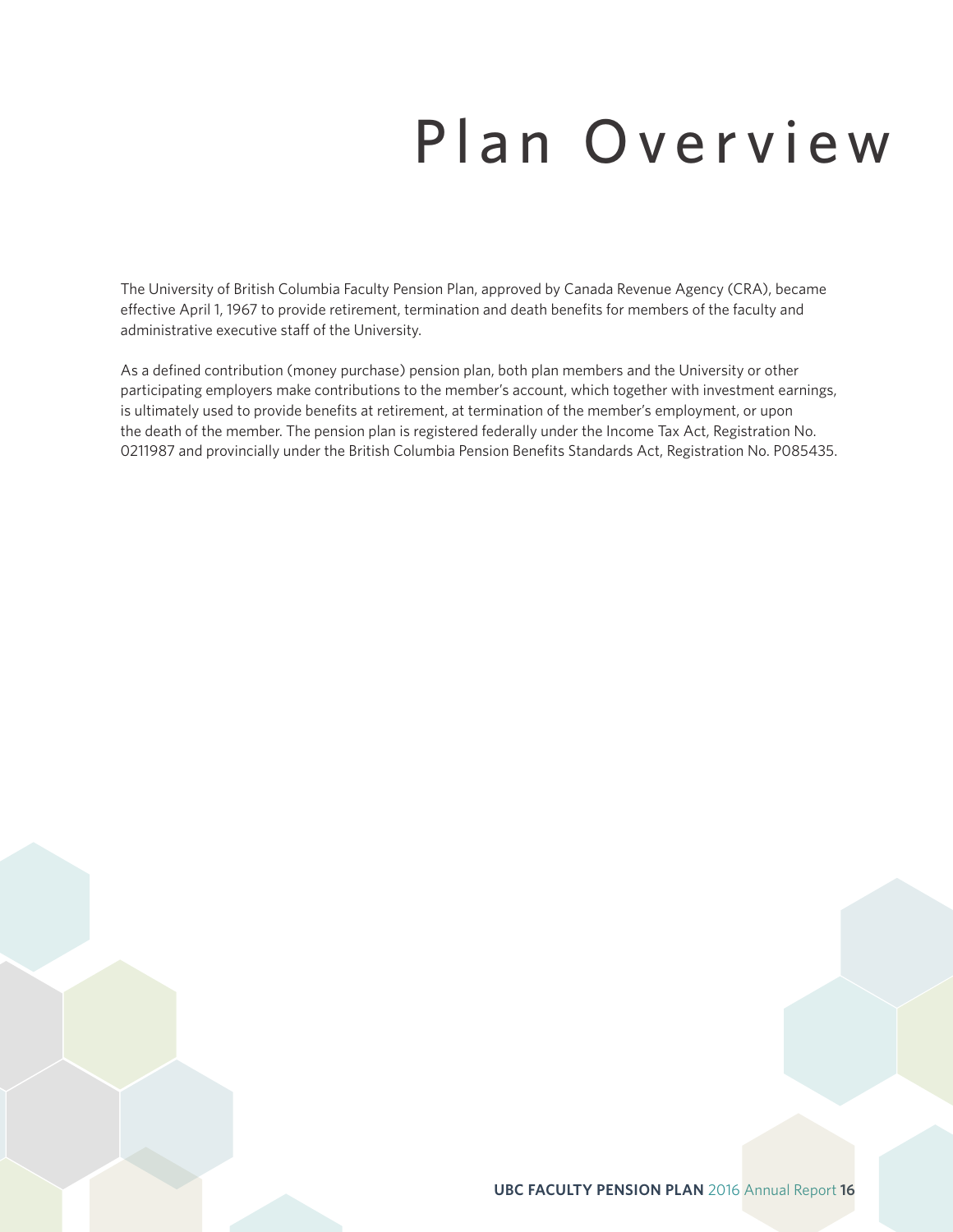# Plan Overview

The University of British Columbia Faculty Pension Plan, approved by Canada Revenue Agency (CRA), became effective April 1, 1967 to provide retirement, termination and death benefits for members of the faculty and administrative executive staff of the University.

As a defined contribution (money purchase) pension plan, both plan members and the University or other participating employers make contributions to the member's account, which together with investment earnings, is ultimately used to provide benefits at retirement, at termination of the member's employment, or upon the death of the member. The pension plan is registered federally under the Income Tax Act, Registration No. 0211987 and provincially under the British Columbia Pension Benefits Standards Act, Registration No. P085435.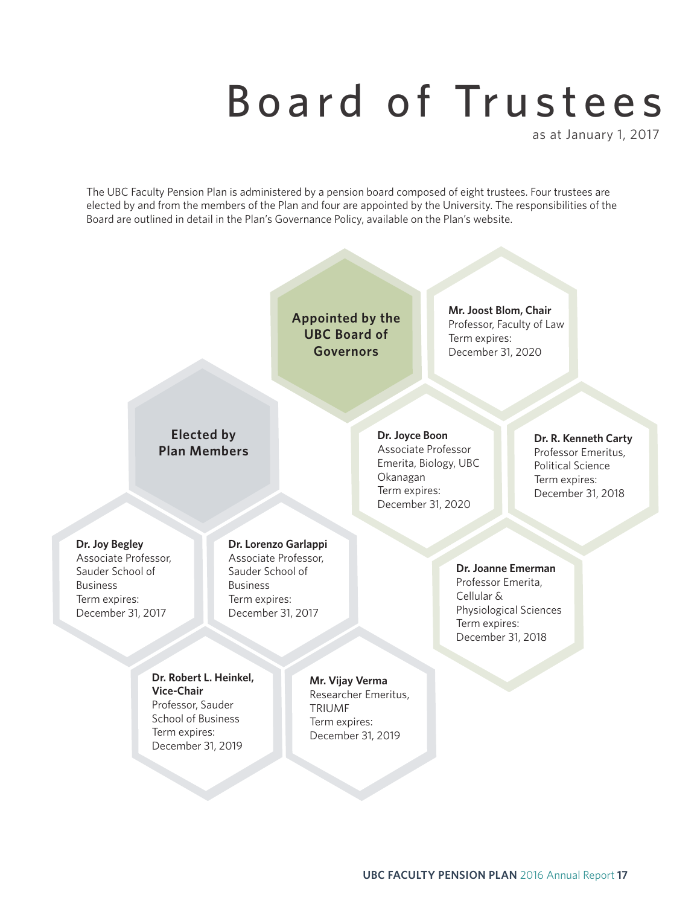# Board of Trustees

as at January 1, 2017

The UBC Faculty Pension Plan is administered by a pension board composed of eight trustees. Four trustees are elected by and from the members of the Plan and four are appointed by the University. The responsibilities of the Board are outlined in detail in the Plan's Governance Policy, available on the Plan's website.

## Appointed by the UBC Board of Governors

**Mr. Joost Blom, Chair**
Professor, Faculty of Law
Term expires:
December 31, 2020

**Dr. Joyce Boon**
Associate Professor Emerita, Biology, UBC Okanagan
Term expires:
December 31, 2020

**Dr. R. Kenneth Carty**
Professor Emeritus, Political Science
Term expires:
December 31, 2018

**Dr. Joanne Emerman**
Professor Emerita, Cellular & Physiological Sciences
Term expires:
December 31, 2018

## Elected by Plan Members

**Dr. Joy Begley**
Associate Professor, Sauder School of Business
Term expires:
December 31, 2017

**Dr. Lorenzo Garlappi**
Associate Professor, Sauder School of Business
Term expires:
December 31, 2017

**Dr. Robert L. Heinkel, Vice-Chair**
Professor, Sauder School of Business
Term expires:
December 31, 2019

**Mr. Vijay Verma**
Researcher Emeritus, TRIUMF
Term expires:
December 31, 2019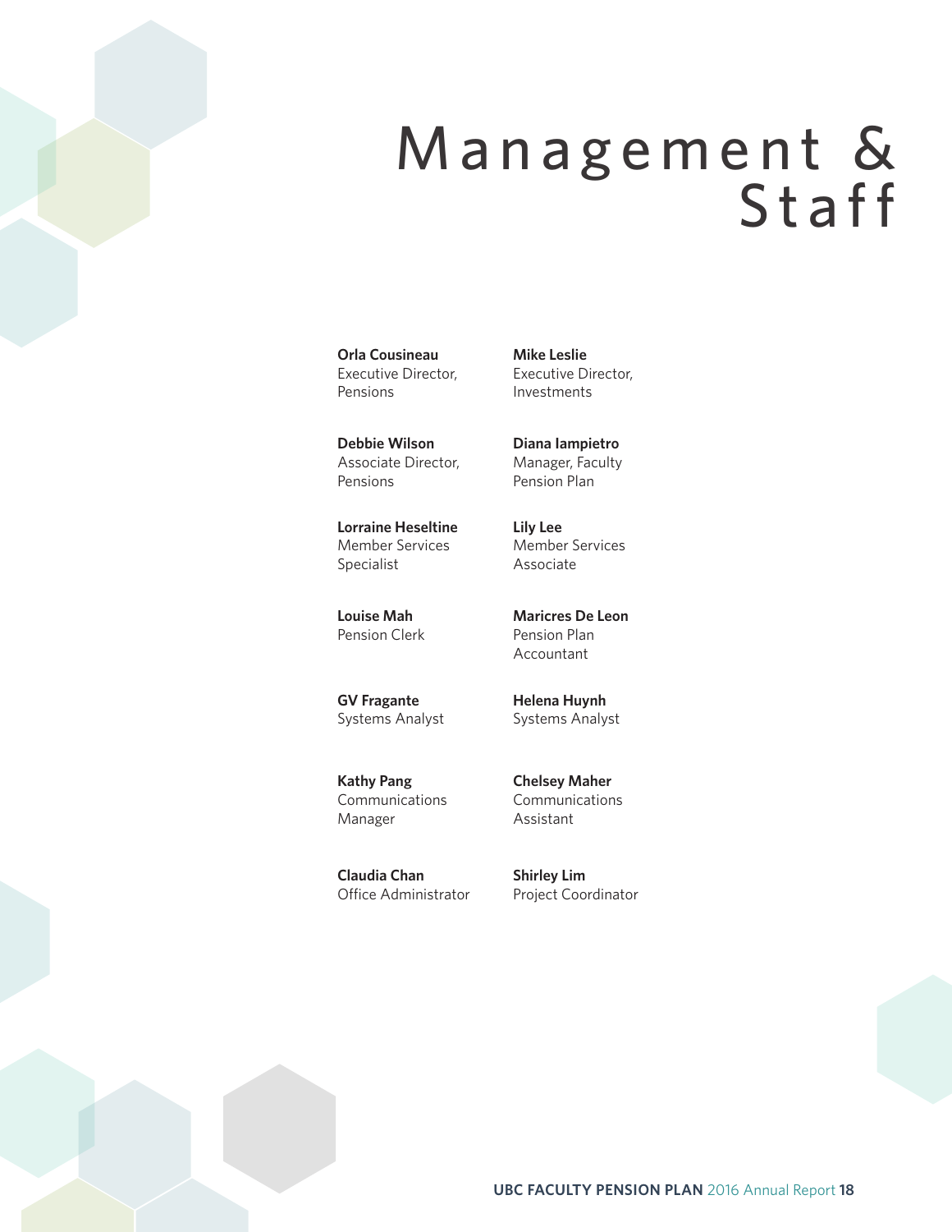# Management & Staff

**Orla Cousineau**
Executive Director, Pensions

**Mike Leslie**
Executive Director, Investments

**Debbie Wilson**
Associate Director, Pensions

**Diana Iampietro**
Manager, Faculty Pension Plan

**Lorraine Heseltine**
Member Services Specialist

**Lily Lee**
Member Services Associate

**Louise Mah**
Pension Clerk

**Maricres De Leon**
Pension Plan Accountant

**GV Fragante**
Systems Analyst

**Helena Huynh**
Systems Analyst

**Kathy Pang**
Communications Manager

**Chelsey Maher**
Communications Assistant

**Claudia Chan**
Office Administrator

**Shirley Lim**
Project Coordinator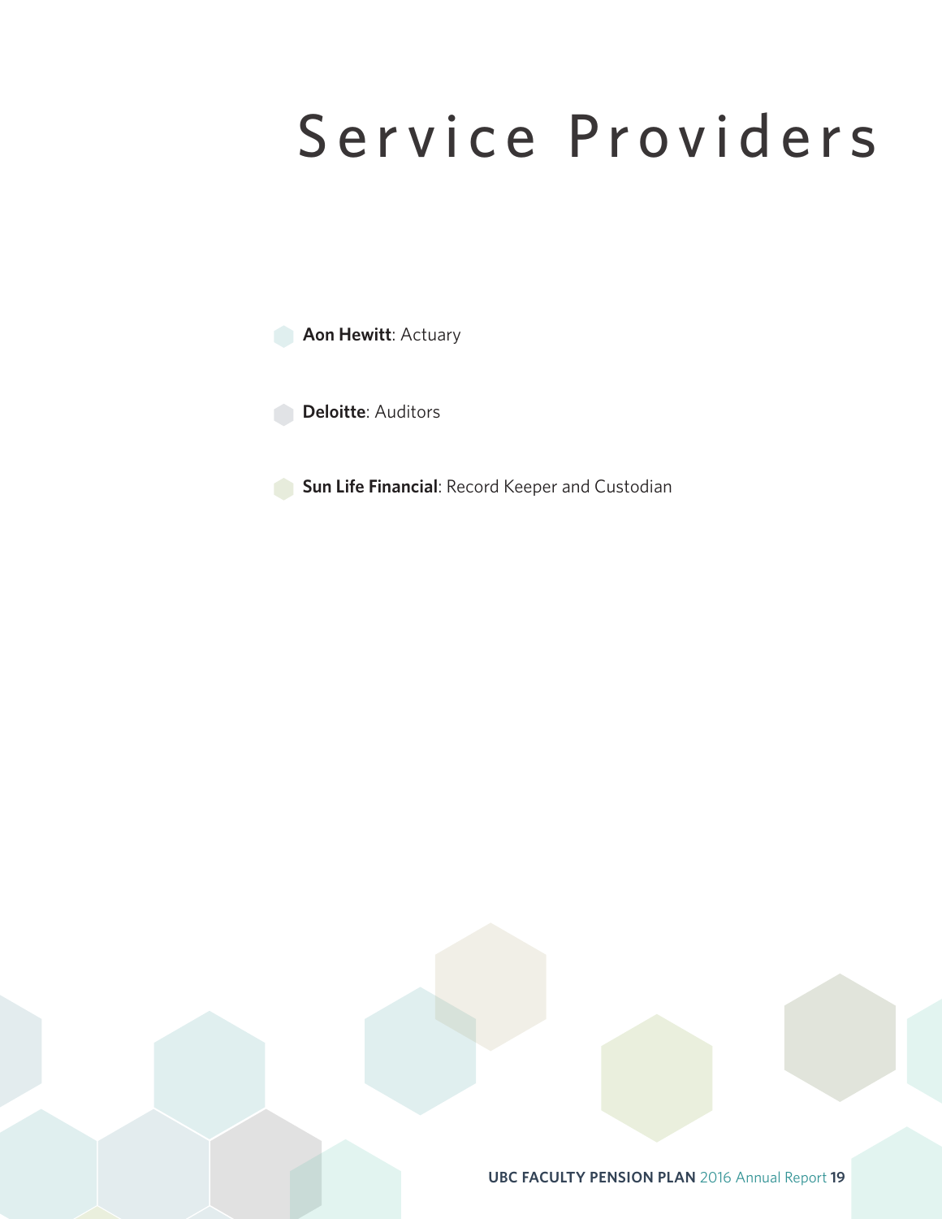# Service Providers

- **Aon Hewitt**: Actuary
- **Deloitte**: Auditors
- **Sun Life Financial**: Record Keeper and Custodian